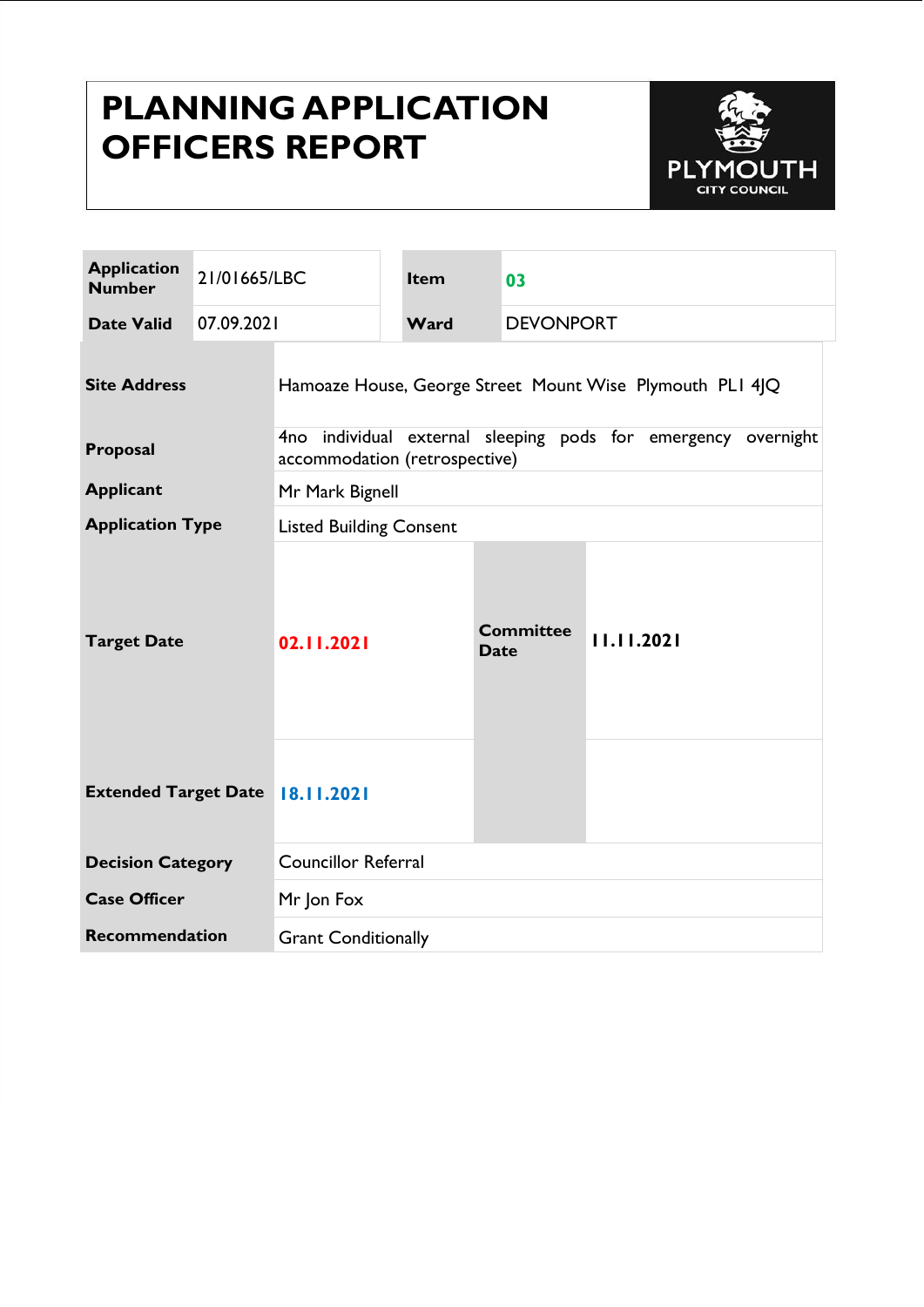# PLANNING APPLICATION OFFICERS REPORT

PLYMOUTH CITY COUNCIL

| | | | |
|---|---|---|---|
| **Application Number** | 21/01665/LBC | **Item** | 03 |
| **Date Valid** | 07.09.2021 | **Ward** | DEVONPORT |

| | | | |
|---|---|---|---|
| **Site Address** | Hamoaze House, George Street Mount Wise Plymouth PL1 4JQ | | |
| **Proposal** | 4no individual external sleeping pods for emergency overnight accommodation (retrospective) | | |
| **Applicant** | Mr Mark Bignell | | |
| **Application Type** | Listed Building Consent | | |
| **Target Date** | 02.11.2021 | **Committee Date** | 11.11.2021 |
| **Extended Target Date** | 18.11.2021 | | |
| **Decision Category** | Councillor Referral | | |
| **Case Officer** | Mr Jon Fox | | |
| **Recommendation** | Grant Conditionally | | |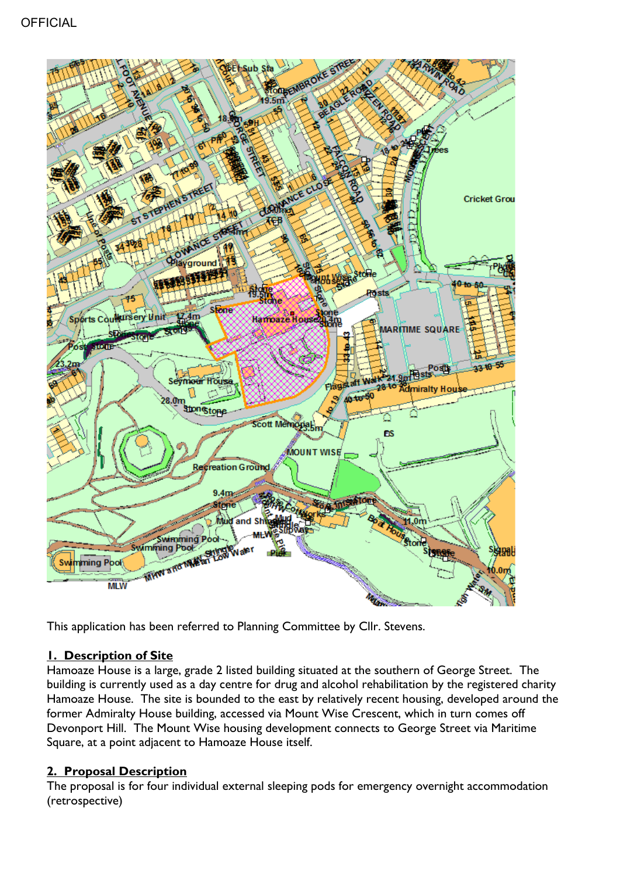This application has been referred to Planning Committee by Cllr. Stevens.

## 1. Description of Site

Hamoaze House is a large, grade 2 listed building situated at the southern of George Street. The building is currently used as a day centre for drug and alcohol rehabilitation by the registered charity Hamoaze House. The site is bounded to the east by relatively recent housing, developed around the former Admiralty House building, accessed via Mount Wise Crescent, which in turn comes off Devonport Hill. The Mount Wise housing development connects to George Street via Maritime Square, at a point adjacent to Hamoaze House itself.

## 2. Proposal Description

The proposal is for four individual external sleeping pods for emergency overnight accommodation (retrospective)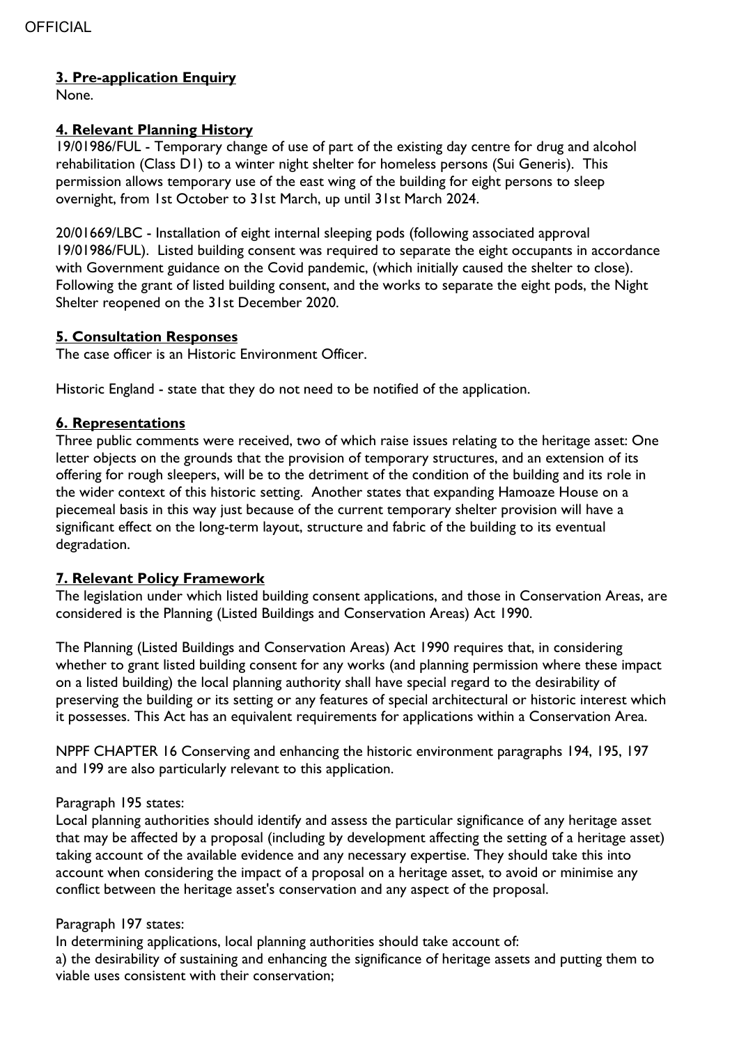OFFICIAL

## 3. Pre-application Enquiry

None.

## 4. Relevant Planning History

19/01986/FUL - Temporary change of use of part of the existing day centre for drug and alcohol rehabilitation (Class D1) to a winter night shelter for homeless persons (Sui Generis). This permission allows temporary use of the east wing of the building for eight persons to sleep overnight, from 1st October to 31st March, up until 31st March 2024.

20/01669/LBC - Installation of eight internal sleeping pods (following associated approval 19/01986/FUL). Listed building consent was required to separate the eight occupants in accordance with Government guidance on the Covid pandemic, (which initially caused the shelter to close). Following the grant of listed building consent, and the works to separate the eight pods, the Night Shelter reopened on the 31st December 2020.

## 5. Consultation Responses

The case officer is an Historic Environment Officer.

Historic England - state that they do not need to be notified of the application.

## 6. Representations

Three public comments were received, two of which raise issues relating to the heritage asset: One letter objects on the grounds that the provision of temporary structures, and an extension of its offering for rough sleepers, will be to the detriment of the condition of the building and its role in the wider context of this historic setting. Another states that expanding Hamoaze House on a piecemeal basis in this way just because of the current temporary shelter provision will have a significant effect on the long-term layout, structure and fabric of the building to its eventual degradation.

## 7. Relevant Policy Framework

The legislation under which listed building consent applications, and those in Conservation Areas, are considered is the Planning (Listed Buildings and Conservation Areas) Act 1990.

The Planning (Listed Buildings and Conservation Areas) Act 1990 requires that, in considering whether to grant listed building consent for any works (and planning permission where these impact on a listed building) the local planning authority shall have special regard to the desirability of preserving the building or its setting or any features of special architectural or historic interest which it possesses. This Act has an equivalent requirements for applications within a Conservation Area.

NPPF CHAPTER 16 Conserving and enhancing the historic environment paragraphs 194, 195, 197 and 199 are also particularly relevant to this application.

Paragraph 195 states:

Local planning authorities should identify and assess the particular significance of any heritage asset that may be affected by a proposal (including by development affecting the setting of a heritage asset) taking account of the available evidence and any necessary expertise. They should take this into account when considering the impact of a proposal on a heritage asset, to avoid or minimise any conflict between the heritage asset's conservation and any aspect of the proposal.

Paragraph 197 states:

In determining applications, local planning authorities should take account of:

a) the desirability of sustaining and enhancing the significance of heritage assets and putting them to viable uses consistent with their conservation;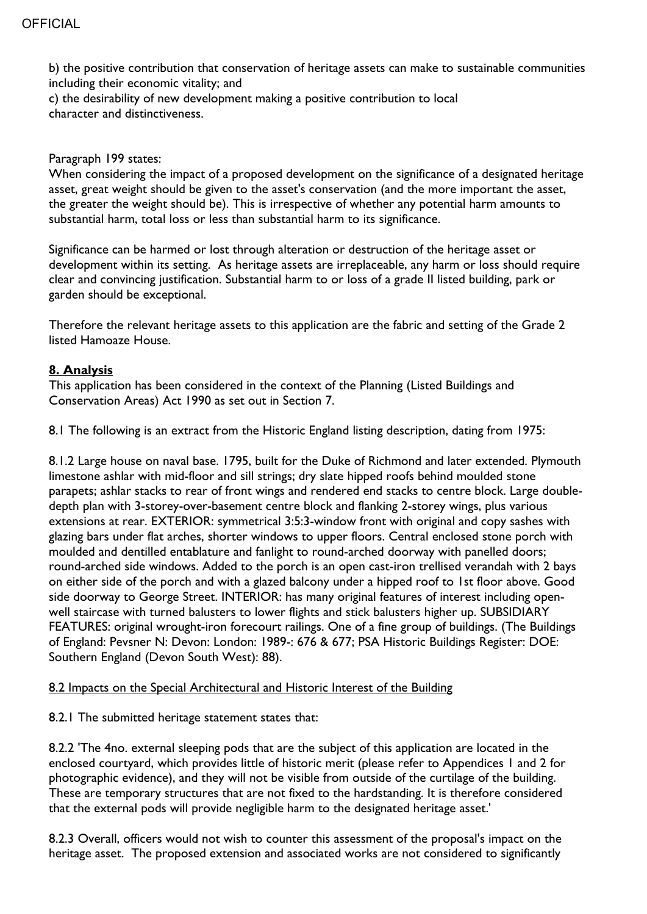b) the positive contribution that conservation of heritage assets can make to sustainable communities including their economic vitality; and
c) the desirability of new development making a positive contribution to local character and distinctiveness.

Paragraph 199 states:
When considering the impact of a proposed development on the significance of a designated heritage asset, great weight should be given to the asset's conservation (and the more important the asset, the greater the weight should be). This is irrespective of whether any potential harm amounts to substantial harm, total loss or less than substantial harm to its significance.

Significance can be harmed or lost through alteration or destruction of the heritage asset or development within its setting. As heritage assets are irreplaceable, any harm or loss should require clear and convincing justification. Substantial harm to or loss of a grade II listed building, park or garden should be exceptional.

Therefore the relevant heritage assets to this application are the fabric and setting of the Grade 2 listed Hamoaze House.

## 8. Analysis

This application has been considered in the context of the Planning (Listed Buildings and Conservation Areas) Act 1990 as set out in Section 7.

8.1 The following is an extract from the Historic England listing description, dating from 1975:

8.1.2 Large house on naval base. 1795, built for the Duke of Richmond and later extended. Plymouth limestone ashlar with mid-floor and sill strings; dry slate hipped roofs behind moulded stone parapets; ashlar stacks to rear of front wings and rendered end stacks to centre block. Large double-depth plan with 3-storey-over-basement centre block and flanking 2-storey wings, plus various extensions at rear. EXTERIOR: symmetrical 3:5:3-window front with original and copy sashes with glazing bars under flat arches, shorter windows to upper floors. Central enclosed stone porch with moulded and dentilled entablature and fanlight to round-arched doorway with panelled doors; round-arched side windows. Added to the porch is an open cast-iron trellised verandah with 2 bays on either side of the porch and with a glazed balcony under a hipped roof to 1st floor above. Good side doorway to George Street. INTERIOR: has many original features of interest including open-well staircase with turned balusters to lower flights and stick balusters higher up. SUBSIDIARY FEATURES: original wrought-iron forecourt railings. One of a fine group of buildings. (The Buildings of England: Pevsner N: Devon: London: 1989-: 676 & 677; PSA Historic Buildings Register: DOE: Southern England (Devon South West): 88).

### 8.2 Impacts on the Special Architectural and Historic Interest of the Building

8.2.1 The submitted heritage statement states that:

8.2.2 'The 4no. external sleeping pods that are the subject of this application are located in the enclosed courtyard, which provides little of historic merit (please refer to Appendices 1 and 2 for photographic evidence), and they will not be visible from outside of the curtilage of the building. These are temporary structures that are not fixed to the hardstanding. It is therefore considered that the external pods will provide negligible harm to the designated heritage asset.'

8.2.3 Overall, officers would not wish to counter this assessment of the proposal's impact on the heritage asset. The proposed extension and associated works are not considered to significantly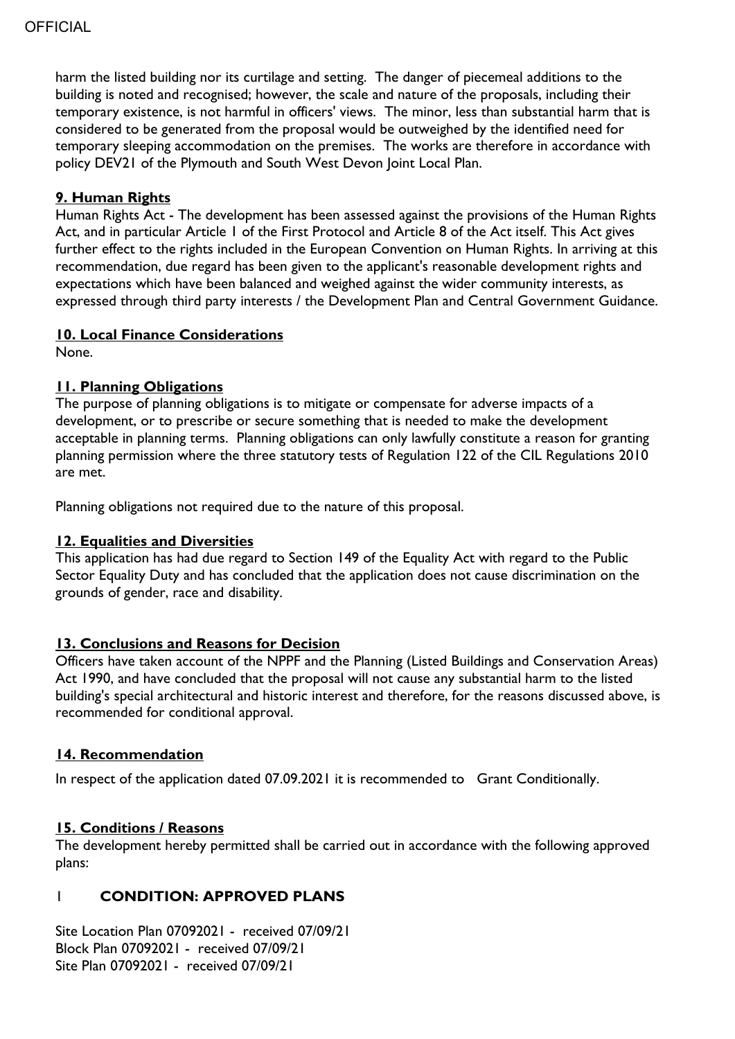harm the listed building nor its curtilage and setting. The danger of piecemeal additions to the building is noted and recognised; however, the scale and nature of the proposals, including their temporary existence, is not harmful in officers' views. The minor, less than substantial harm that is considered to be generated from the proposal would be outweighed by the identified need for temporary sleeping accommodation on the premises. The works are therefore in accordance with policy DEV21 of the Plymouth and South West Devon Joint Local Plan.

## 9. Human Rights

Human Rights Act - The development has been assessed against the provisions of the Human Rights Act, and in particular Article 1 of the First Protocol and Article 8 of the Act itself. This Act gives further effect to the rights included in the European Convention on Human Rights. In arriving at this recommendation, due regard has been given to the applicant's reasonable development rights and expectations which have been balanced and weighed against the wider community interests, as expressed through third party interests / the Development Plan and Central Government Guidance.

## 10. Local Finance Considerations

None.

## 11. Planning Obligations

The purpose of planning obligations is to mitigate or compensate for adverse impacts of a development, or to prescribe or secure something that is needed to make the development acceptable in planning terms. Planning obligations can only lawfully constitute a reason for granting planning permission where the three statutory tests of Regulation 122 of the CIL Regulations 2010 are met.

Planning obligations not required due to the nature of this proposal.

## 12. Equalities and Diversities

This application has had due regard to Section 149 of the Equality Act with regard to the Public Sector Equality Duty and has concluded that the application does not cause discrimination on the grounds of gender, race and disability.

## 13. Conclusions and Reasons for Decision

Officers have taken account of the NPPF and the Planning (Listed Buildings and Conservation Areas) Act 1990, and have concluded that the proposal will not cause any substantial harm to the listed building's special architectural and historic interest and therefore, for the reasons discussed above, is recommended for conditional approval.

## 14. Recommendation

In respect of the application dated 07.09.2021 it is recommended to Grant Conditionally.

## 15. Conditions / Reasons

The development hereby permitted shall be carried out in accordance with the following approved plans:

### 1 CONDITION: APPROVED PLANS

Site Location Plan 07092021 - received 07/09/21
Block Plan 07092021 - received 07/09/21
Site Plan 07092021 - received 07/09/21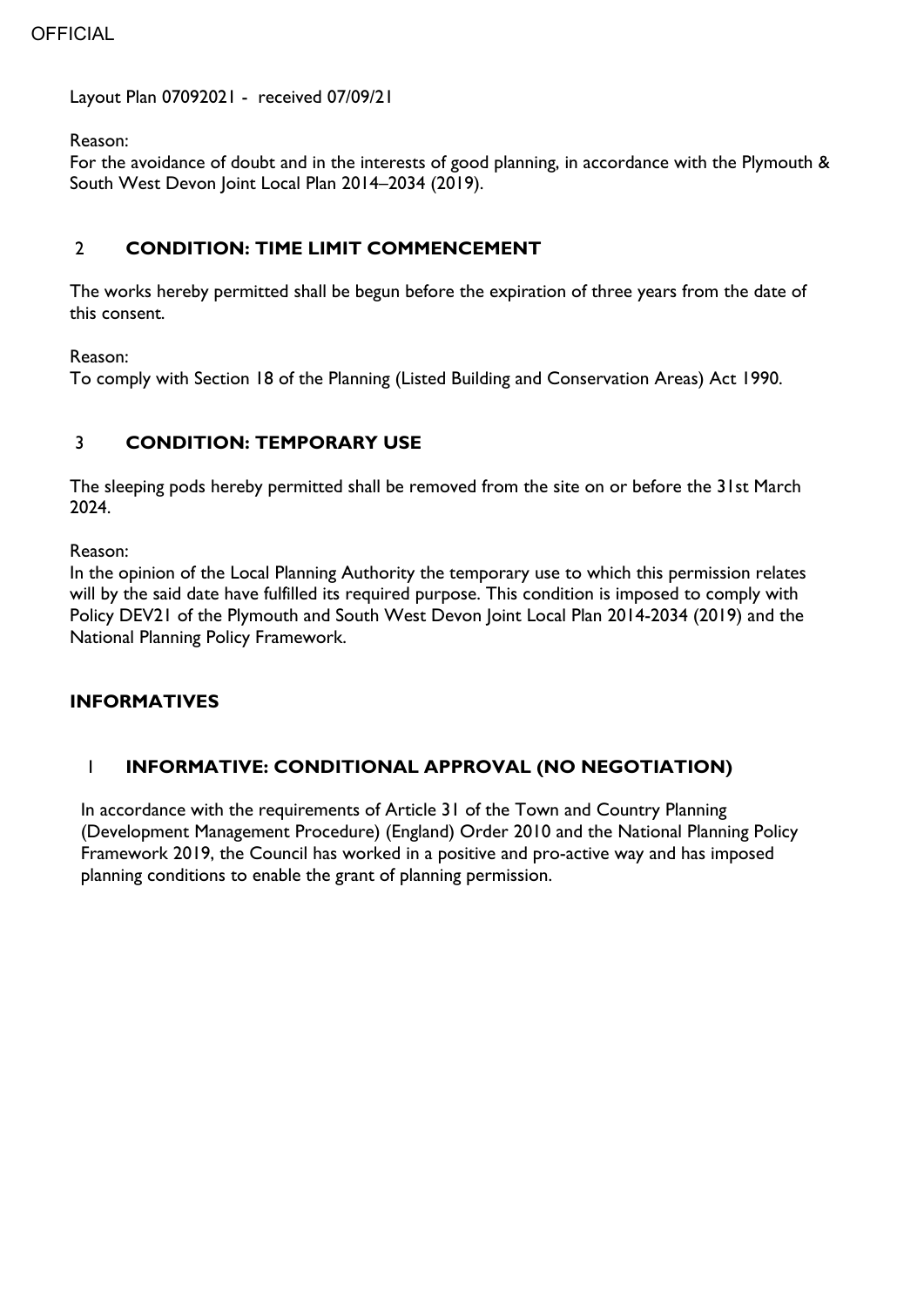Layout Plan 07092021 - received 07/09/21

Reason:
For the avoidance of doubt and in the interests of good planning, in accordance with the Plymouth & South West Devon Joint Local Plan 2014–2034 (2019).

## 2 CONDITION: TIME LIMIT COMMENCEMENT

The works hereby permitted shall be begun before the expiration of three years from the date of this consent.

Reason:
To comply with Section 18 of the Planning (Listed Building and Conservation Areas) Act 1990.

## 3 CONDITION: TEMPORARY USE

The sleeping pods hereby permitted shall be removed from the site on or before the 31st March 2024.

Reason:
In the opinion of the Local Planning Authority the temporary use to which this permission relates will by the said date have fulfilled its required purpose. This condition is imposed to comply with Policy DEV21 of the Plymouth and South West Devon Joint Local Plan 2014-2034 (2019) and the National Planning Policy Framework.

# INFORMATIVES

## 1 INFORMATIVE: CONDITIONAL APPROVAL (NO NEGOTIATION)

In accordance with the requirements of Article 31 of the Town and Country Planning (Development Management Procedure) (England) Order 2010 and the National Planning Policy Framework 2019, the Council has worked in a positive and pro-active way and has imposed planning conditions to enable the grant of planning permission.